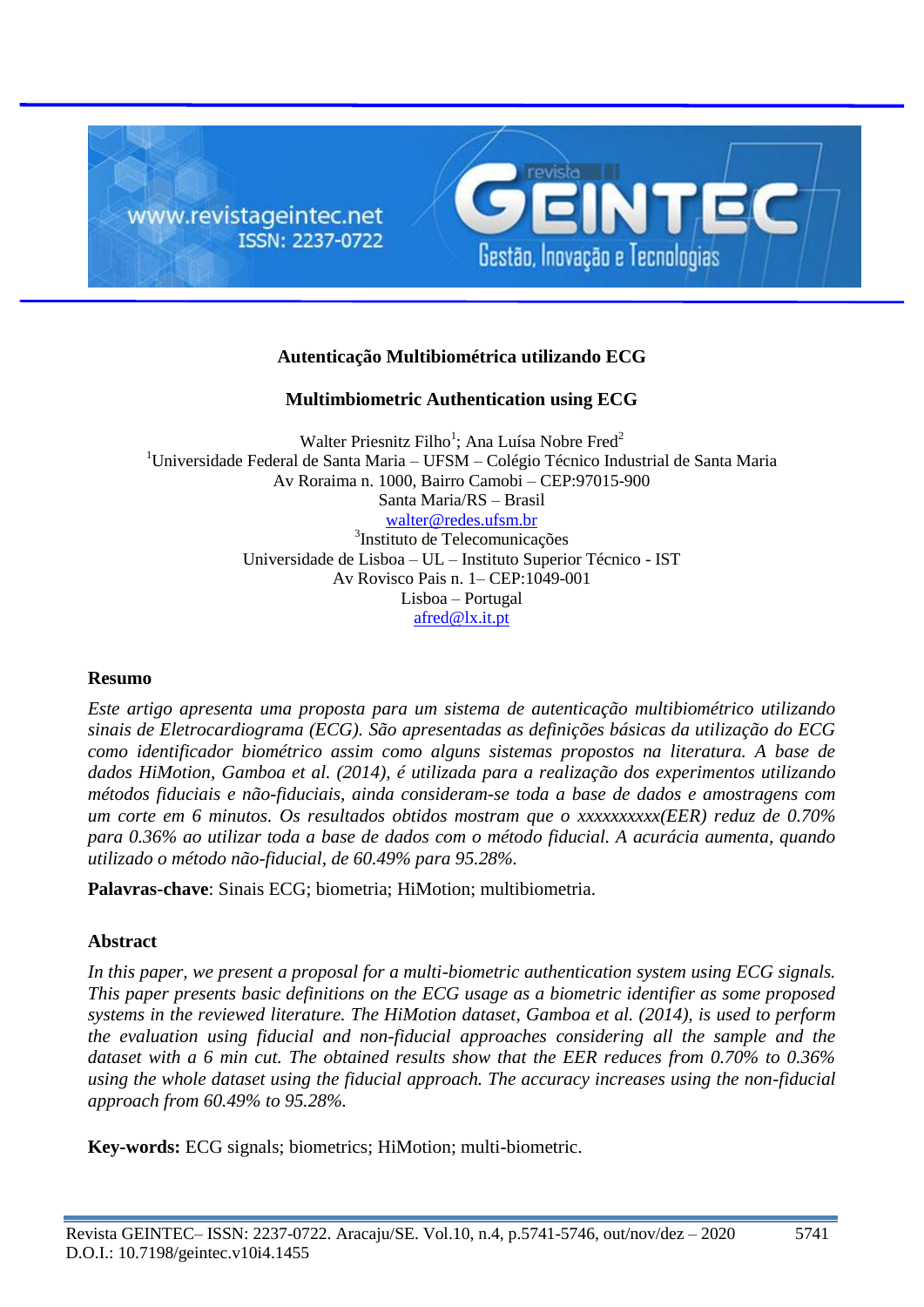# Autenticação Multibiométrica utilizando ECG

# Multimbiometric Authentication using ECG

Walter Priesnitz Filho[1]; Ana Luísa Nobre Fred[2]

[1]Universidade Federal de Santa Maria – UFSM – Colégio Técnico Industrial de Santa Maria
Av Roraima n. 1000, Bairro Camobi – CEP:97015-900
Santa Maria/RS – Brasil
walter@redes.ufsm.br

[3]Instituto de Telecomunicações
Universidade de Lisboa – UL – Instituto Superior Técnico - IST
Av Rovisco Pais n. 1– CEP:1049-001
Lisboa – Portugal
afred@lx.it.pt

## Resumo

*Este artigo apresenta uma proposta para um sistema de autenticação multibiométrico utilizando sinais de Eletrocardiograma (ECG). São apresentadas as definições básicas da utilização do ECG como identificador biométrico assim como alguns sistemas propostos na literatura. A base de dados HiMotion, Gamboa et al. (2014), é utilizada para a realização dos experimentos utilizando métodos fiduciais e não-fiduciais, ainda consideram-se toda a base de dados e amostragens com um corte em 6 minutos. Os resultados obtidos mostram que o xxxxxxxxxx(EER) reduz de 0.70% para 0.36% ao utilizar toda a base de dados com o método fiducial. A acurácia aumenta, quando utilizado o método não-fiducial, de 60.49% para 95.28%.*

**Palavras-chave**: Sinais ECG; biometria; HiMotion; multibiometria.

## Abstract

*In this paper, we present a proposal for a multi-biometric authentication system using ECG signals. This paper presents basic definitions on the ECG usage as a biometric identifier as some proposed systems in the reviewed literature. The HiMotion dataset, Gamboa et al. (2014), is used to perform the evaluation using fiducial and non-fiducial approaches considering all the sample and the dataset with a 6 min cut. The obtained results show that the EER reduces from 0.70% to 0.36% using the whole dataset using the fiducial approach. The accuracy increases using the non-fiducial approach from 60.49% to 95.28%.*

**Key-words:** ECG signals; biometrics; HiMotion; multi-biometric.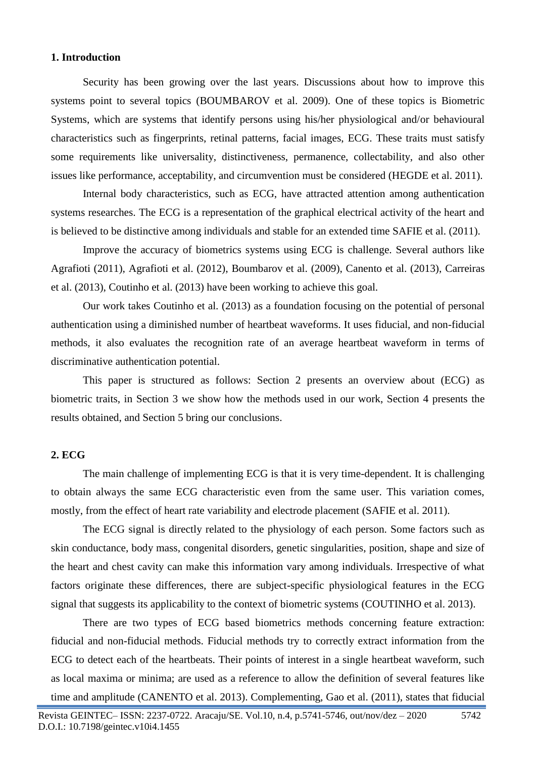## 1. Introduction

Security has been growing over the last years. Discussions about how to improve this systems point to several topics (BOUMBAROV et al. 2009). One of these topics is Biometric Systems, which are systems that identify persons using his/her physiological and/or behavioural characteristics such as fingerprints, retinal patterns, facial images, ECG. These traits must satisfy some requirements like universality, distinctiveness, permanence, collectability, and also other issues like performance, acceptability, and circumvention must be considered (HEGDE et al. 2011).

Internal body characteristics, such as ECG, have attracted attention among authentication systems researches. The ECG is a representation of the graphical electrical activity of the heart and is believed to be distinctive among individuals and stable for an extended time SAFIE et al. (2011).

Improve the accuracy of biometrics systems using ECG is challenge. Several authors like Agrafioti (2011), Agrafioti et al. (2012), Boumbarov et al. (2009), Canento et al. (2013), Carreiras et al. (2013), Coutinho et al. (2013) have been working to achieve this goal.

Our work takes Coutinho et al. (2013) as a foundation focusing on the potential of personal authentication using a diminished number of heartbeat waveforms. It uses fiducial, and non-fiducial methods, it also evaluates the recognition rate of an average heartbeat waveform in terms of discriminative authentication potential.

This paper is structured as follows: Section 2 presents an overview about (ECG) as biometric traits, in Section 3 we show how the methods used in our work, Section 4 presents the results obtained, and Section 5 bring our conclusions.

## 2. ECG

The main challenge of implementing ECG is that it is very time-dependent. It is challenging to obtain always the same ECG characteristic even from the same user. This variation comes, mostly, from the effect of heart rate variability and electrode placement (SAFIE et al. 2011).

The ECG signal is directly related to the physiology of each person. Some factors such as skin conductance, body mass, congenital disorders, genetic singularities, position, shape and size of the heart and chest cavity can make this information vary among individuals. Irrespective of what factors originate these differences, there are subject-specific physiological features in the ECG signal that suggests its applicability to the context of biometric systems (COUTINHO et al. 2013).

There are two types of ECG based biometrics methods concerning feature extraction: fiducial and non-fiducial methods. Fiducial methods try to correctly extract information from the ECG to detect each of the heartbeats. Their points of interest in a single heartbeat waveform, such as local maxima or minima; are used as a reference to allow the definition of several features like time and amplitude (CANENTO et al. 2013). Complementing, Gao et al. (2011), states that fiducial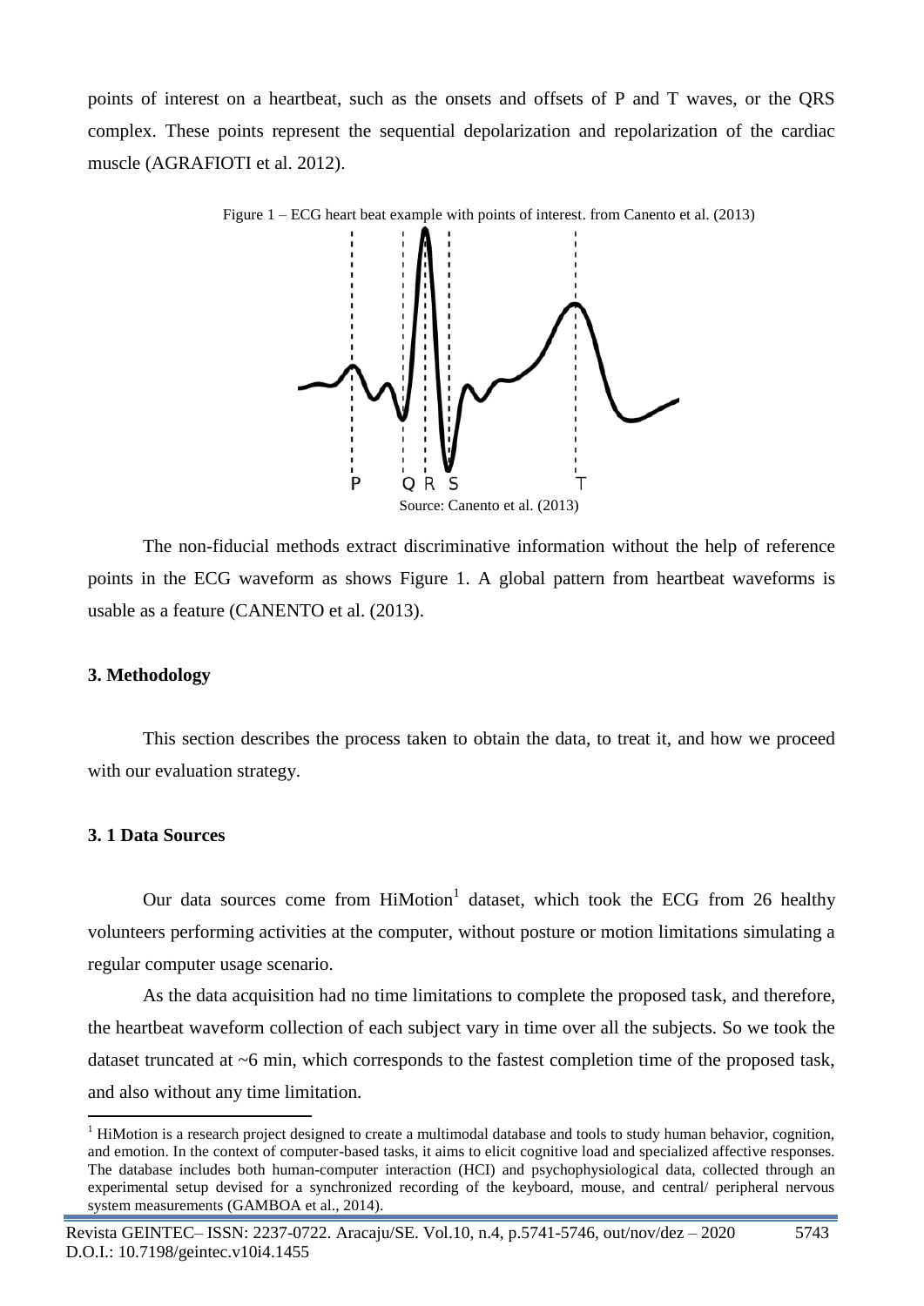points of interest on a heartbeat, such as the onsets and offsets of P and T waves, or the QRS complex. These points represent the sequential depolarization and repolarization of the cardiac muscle (AGRAFIOTI et al. 2012).

Figure 1 – ECG heart beat example with points of interest. from Canento et al. (2013)

Source: Canento et al. (2013)

The non-fiducial methods extract discriminative information without the help of reference points in the ECG waveform as shows Figure 1. A global pattern from heartbeat waveforms is usable as a feature (CANENTO et al. (2013).

## 3. Methodology

This section describes the process taken to obtain the data, to treat it, and how we proceed with our evaluation strategy.

### 3. 1 Data Sources

Our data sources come from HiMotion[1] dataset, which took the ECG from 26 healthy volunteers performing activities at the computer, without posture or motion limitations simulating a regular computer usage scenario.

As the data acquisition had no time limitations to complete the proposed task, and therefore, the heartbeat waveform collection of each subject vary in time over all the subjects. So we took the dataset truncated at ~6 min, which corresponds to the fastest completion time of the proposed task, and also without any time limitation.

[1] HiMotion is a research project designed to create a multimodal database and tools to study human behavior, cognition, and emotion. In the context of computer-based tasks, it aims to elicit cognitive load and specialized affective responses. The database includes both human-computer interaction (HCI) and psychophysiological data, collected through an experimental setup devised for a synchronized recording of the keyboard, mouse, and central/ peripheral nervous system measurements (GAMBOA et al., 2014).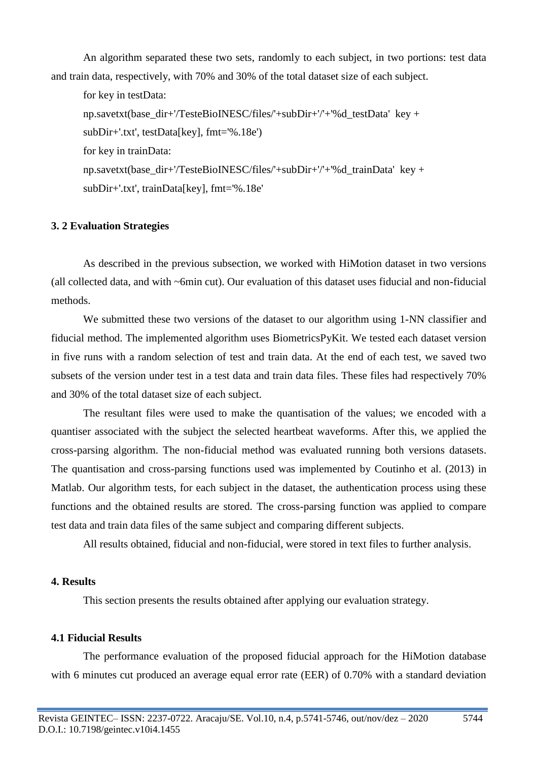An algorithm separated these two sets, randomly to each subject, in two portions: test data and train data, respectively, with 70% and 30% of the total dataset size of each subject.

```
for key in testData:
np.savetxt(base_dir+'/TesteBioINESC/files/'+subDir+'/'+'%d_testData'  key +
subDir+'.txt', testData[key], fmt='%.18e')
for key in trainData:
np.savetxt(base_dir+'/TesteBioINESC/files/'+subDir+'/'+'%d_trainData'  key +
subDir+'.txt', trainData[key], fmt='%.18e'
```

### 3. 2 Evaluation Strategies

As described in the previous subsection, we worked with HiMotion dataset in two versions (all collected data, and with ~6min cut). Our evaluation of this dataset uses fiducial and non-fiducial methods.

We submitted these two versions of the dataset to our algorithm using 1-NN classifier and fiducial method. The implemented algorithm uses BiometricsPyKit. We tested each dataset version in five runs with a random selection of test and train data. At the end of each test, we saved two subsets of the version under test in a test data and train data files. These files had respectively 70% and 30% of the total dataset size of each subject.

The resultant files were used to make the quantisation of the values; we encoded with a quantiser associated with the subject the selected heartbeat waveforms. After this, we applied the cross-parsing algorithm. The non-fiducial method was evaluated running both versions datasets. The quantisation and cross-parsing functions used was implemented by Coutinho et al. (2013) in Matlab. Our algorithm tests, for each subject in the dataset, the authentication process using these functions and the obtained results are stored. The cross-parsing function was applied to compare test data and train data files of the same subject and comparing different subjects.

All results obtained, fiducial and non-fiducial, were stored in text files to further analysis.

## 4. Results

This section presents the results obtained after applying our evaluation strategy.

### 4.1 Fiducial Results

The performance evaluation of the proposed fiducial approach for the HiMotion database with 6 minutes cut produced an average equal error rate (EER) of 0.70% with a standard deviation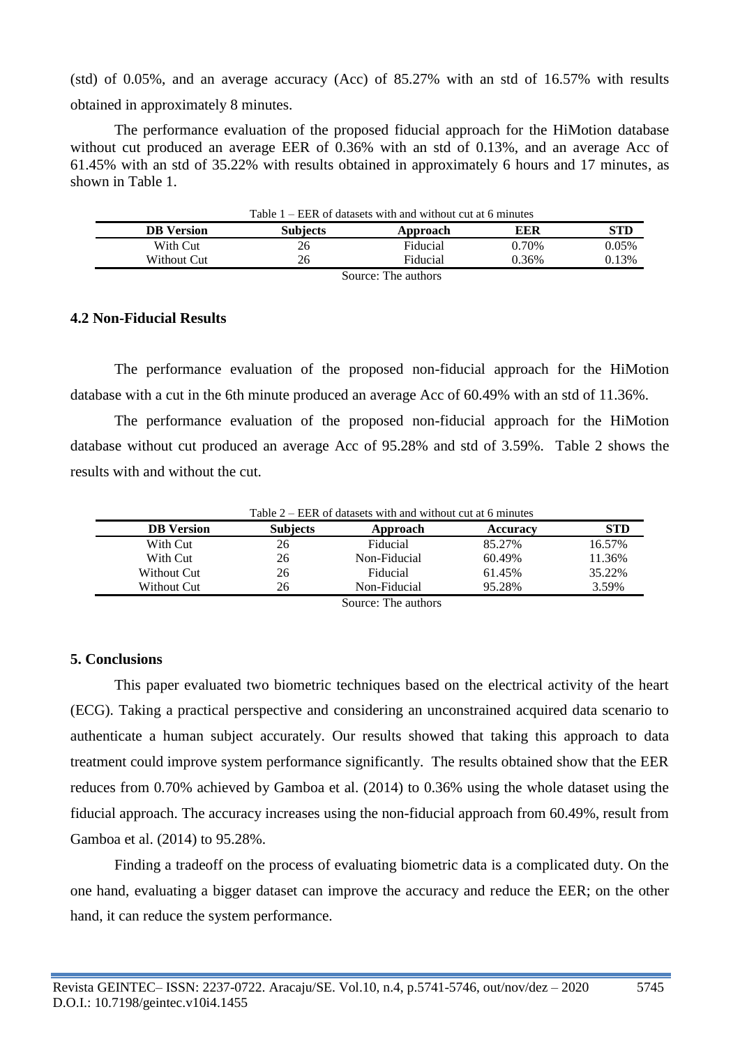(std) of 0.05%, and an average accuracy (Acc) of 85.27% with an std of 16.57% with results obtained in approximately 8 minutes.

The performance evaluation of the proposed fiducial approach for the HiMotion database without cut produced an average EER of 0.36% with an std of 0.13%, and an average Acc of 61.45% with an std of 35.22% with results obtained in approximately 6 hours and 17 minutes, as shown in Table 1.

Table 1 – EER of datasets with and without cut at 6 minutes

| DB Version | Subjects | Approach | EER | STD |
|---|---|---|---|---|
| With Cut | 26 | Fiducial | 0.70% | 0.05% |
| Without Cut | 26 | Fiducial | 0.36% | 0.13% |

Source: The authors

### 4.2 Non-Fiducial Results

The performance evaluation of the proposed non-fiducial approach for the HiMotion database with a cut in the 6th minute produced an average Acc of 60.49% with an std of 11.36%.

The performance evaluation of the proposed non-fiducial approach for the HiMotion database without cut produced an average Acc of 95.28% and std of 3.59%. Table 2 shows the results with and without the cut.

Table 2 – EER of datasets with and without cut at 6 minutes

| DB Version | Subjects | Approach | Accuracy | STD |
|---|---|---|---|---|
| With Cut | 26 | Fiducial | 85.27% | 16.57% |
| With Cut | 26 | Non-Fiducial | 60.49% | 11.36% |
| Without Cut | 26 | Fiducial | 61.45% | 35.22% |
| Without Cut | 26 | Non-Fiducial | 95.28% | 3.59% |

Source: The authors

## 5. Conclusions

This paper evaluated two biometric techniques based on the electrical activity of the heart (ECG). Taking a practical perspective and considering an unconstrained acquired data scenario to authenticate a human subject accurately. Our results showed that taking this approach to data treatment could improve system performance significantly. The results obtained show that the EER reduces from 0.70% achieved by Gamboa et al. (2014) to 0.36% using the whole dataset using the fiducial approach. The accuracy increases using the non-fiducial approach from 60.49%, result from Gamboa et al. (2014) to 95.28%.

Finding a tradeoff on the process of evaluating biometric data is a complicated duty. On the one hand, evaluating a bigger dataset can improve the accuracy and reduce the EER; on the other hand, it can reduce the system performance.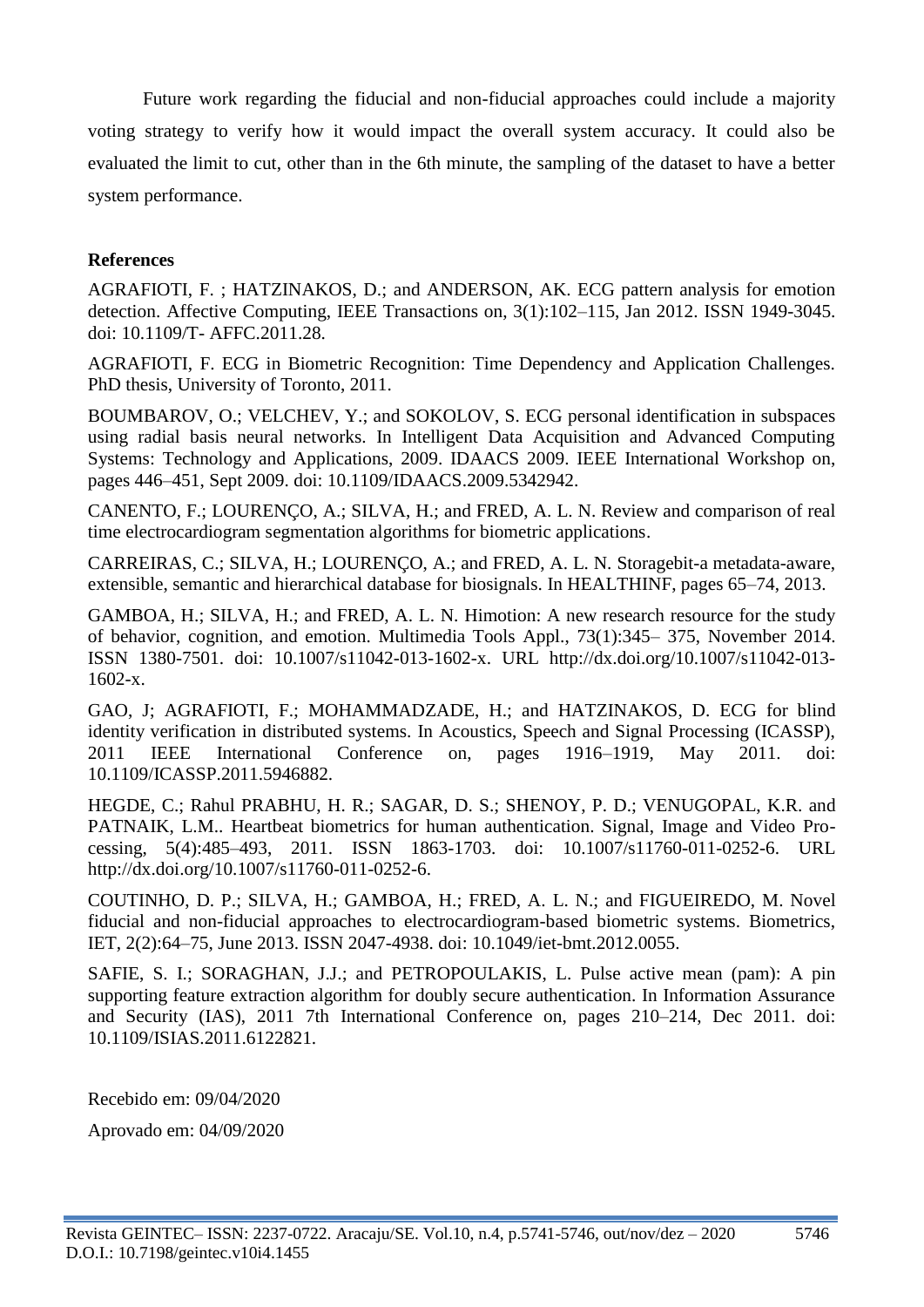Future work regarding the fiducial and non-fiducial approaches could include a majority voting strategy to verify how it would impact the overall system accuracy. It could also be evaluated the limit to cut, other than in the 6th minute, the sampling of the dataset to have a better system performance.

**References**

AGRAFIOTI, F. ; HATZINAKOS, D.; and ANDERSON, AK. ECG pattern analysis for emotion detection. Affective Computing, IEEE Transactions on, 3(1):102–115, Jan 2012. ISSN 1949-3045. doi: 10.1109/T- AFFC.2011.28.

AGRAFIOTI, F. ECG in Biometric Recognition: Time Dependency and Application Challenges. PhD thesis, University of Toronto, 2011.

BOUMBAROV, O.; VELCHEV, Y.; and SOKOLOV, S. ECG personal identification in subspaces using radial basis neural networks. In Intelligent Data Acquisition and Advanced Computing Systems: Technology and Applications, 2009. IDAACS 2009. IEEE International Workshop on, pages 446–451, Sept 2009. doi: 10.1109/IDAACS.2009.5342942.

CANENTO, F.; LOURENÇO, A.; SILVA, H.; and FRED, A. L. N. Review and comparison of real time electrocardiogram segmentation algorithms for biometric applications.

CARREIRAS, C.; SILVA, H.; LOURENÇO, A.; and FRED, A. L. N. Storagebit-a metadata-aware, extensible, semantic and hierarchical database for biosignals. In HEALTHINF, pages 65–74, 2013.

GAMBOA, H.; SILVA, H.; and FRED, A. L. N. Himotion: A new research resource for the study of behavior, cognition, and emotion. Multimedia Tools Appl., 73(1):345– 375, November 2014. ISSN 1380-7501. doi: 10.1007/s11042-013-1602-x. URL http://dx.doi.org/10.1007/s11042-013-1602-x.

GAO, J; AGRAFIOTI, F.; MOHAMMADZADE, H.; and HATZINAKOS, D. ECG for blind identity verification in distributed systems. In Acoustics, Speech and Signal Processing (ICASSP), 2011 IEEE International Conference on, pages 1916–1919, May 2011. doi: 10.1109/ICASSP.2011.5946882.

HEGDE, C.; Rahul PRABHU, H. R.; SAGAR, D. S.; SHENOY, P. D.; VENUGOPAL, K.R. and PATNAIK, L.M.. Heartbeat biometrics for human authentication. Signal, Image and Video Processing, 5(4):485–493, 2011. ISSN 1863-1703. doi: 10.1007/s11760-011-0252-6. URL http://dx.doi.org/10.1007/s11760-011-0252-6.

COUTINHO, D. P.; SILVA, H.; GAMBOA, H.; FRED, A. L. N.; and FIGUEIREDO, M. Novel fiducial and non-fiducial approaches to electrocardiogram-based biometric systems. Biometrics, IET, 2(2):64–75, June 2013. ISSN 2047-4938. doi: 10.1049/iet-bmt.2012.0055.

SAFIE, S. I.; SORAGHAN, J.J.; and PETROPOULAKIS, L. Pulse active mean (pam): A pin supporting feature extraction algorithm for doubly secure authentication. In Information Assurance and Security (IAS), 2011 7th International Conference on, pages 210–214, Dec 2011. doi: 10.1109/ISIAS.2011.6122821.

Recebido em: 09/04/2020

Aprovado em: 04/09/2020